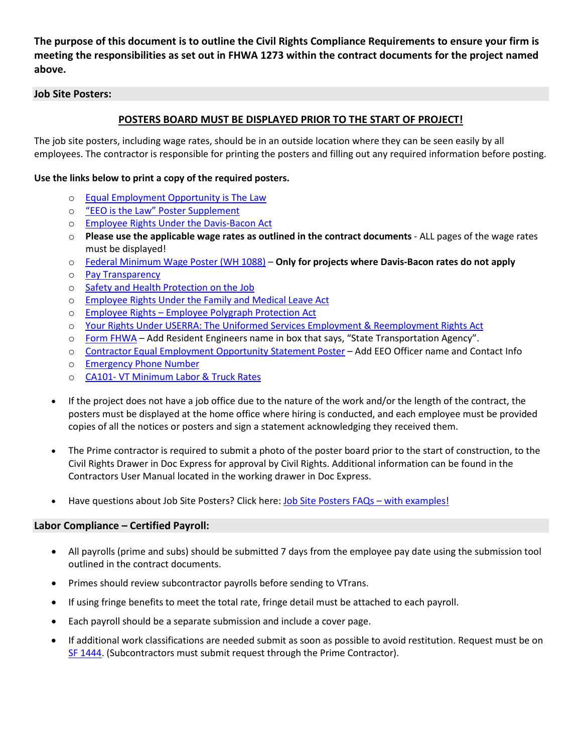**The purpose of this document is to outline the Civil Rights Compliance Requirements to ensure your firm is meeting the responsibilities as set out in FHWA 1273 within the contract documents for the project named above.**

## Job Site Posters:

**POSTERS BOARD MUST BE DISPLAYED PRIOR TO THE START OF PROJECT!**

The job site posters, including wage rates, should be in an outside location where they can be seen easily by all employees. The contractor is responsible for printing the posters and filling out any required information before posting.

**Use the links below to print a copy of the required posters.**

- Equal Employment Opportunity is The Law
- "EEO is the Law" Poster Supplement
- Employee Rights Under the Davis-Bacon Act
- **Please use the applicable wage rates as outlined in the contract documents** - ALL pages of the wage rates must be displayed!
- Federal Minimum Wage Poster (WH 1088) – **Only for projects where Davis-Bacon rates do not apply**
- Pay Transparency
- Safety and Health Protection on the Job
- Employee Rights Under the Family and Medical Leave Act
- Employee Rights – Employee Polygraph Protection Act
- Your Rights Under USERRA: The Uniformed Services Employment & Reemployment Rights Act
- Form FHWA – Add Resident Engineers name in box that says, "State Transportation Agency".
- Contractor Equal Employment Opportunity Statement Poster – Add EEO Officer name and Contact Info
- Emergency Phone Number
- CA101- VT Minimum Labor & Truck Rates

- If the project does not have a job office due to the nature of the work and/or the length of the contract, the posters must be displayed at the home office where hiring is conducted, and each employee must be provided copies of all the notices or posters and sign a statement acknowledging they received them.
- The Prime contractor is required to submit a photo of the poster board prior to the start of construction, to the Civil Rights Drawer in Doc Express for approval by Civil Rights. Additional information can be found in the Contractors User Manual located in the working drawer in Doc Express.
- Have questions about Job Site Posters? Click here: Job Site Posters FAQs – with examples!

## Labor Compliance – Certified Payroll:

- All payrolls (prime and subs) should be submitted 7 days from the employee pay date using the submission tool outlined in the contract documents.
- Primes should review subcontractor payrolls before sending to VTrans.
- If using fringe benefits to meet the total rate, fringe detail must be attached to each payroll.
- Each payroll should be a separate submission and include a cover page.
- If additional work classifications are needed submit as soon as possible to avoid restitution. Request must be on SF 1444. (Subcontractors must submit request through the Prime Contractor).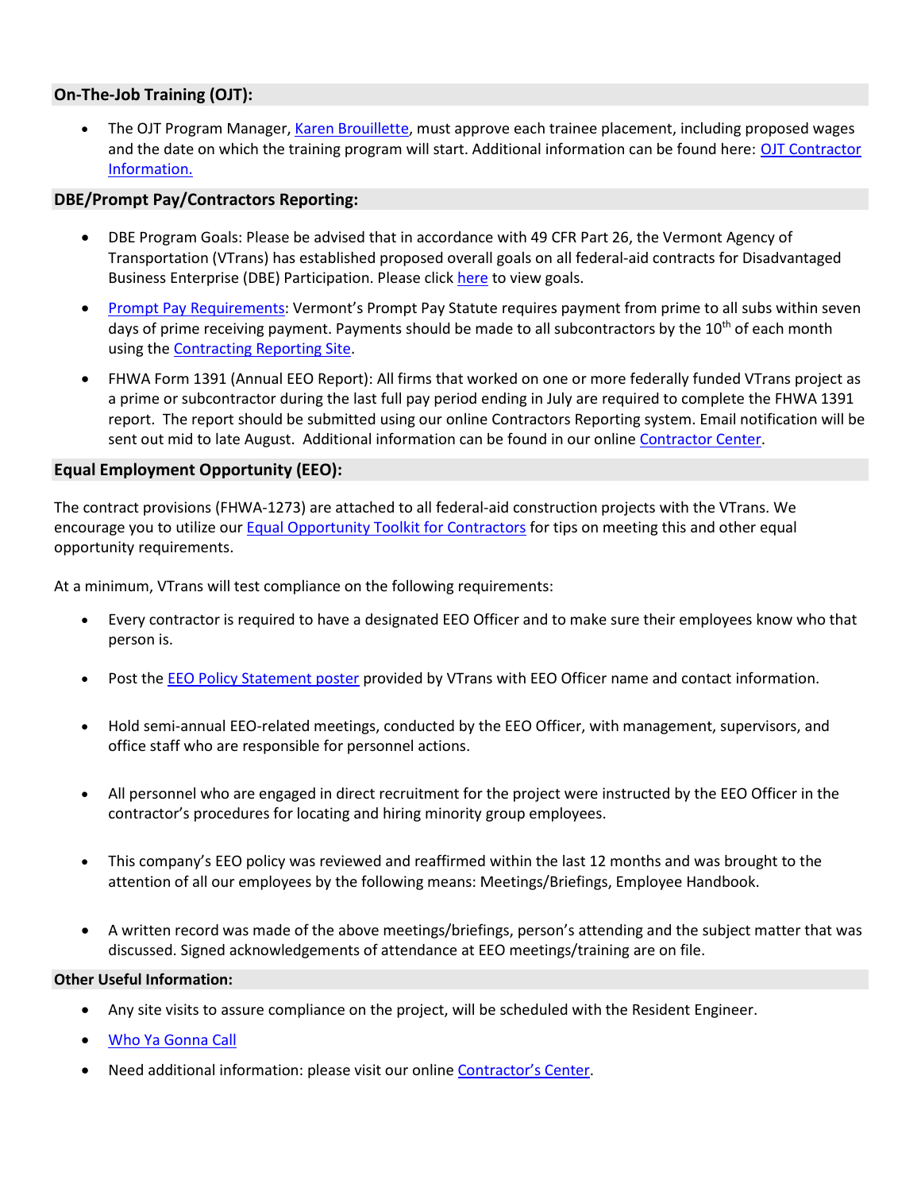## On-The-Job Training (OJT):

- The OJT Program Manager, Karen Brouillette, must approve each trainee placement, including proposed wages and the date on which the training program will start. Additional information can be found here: OJT Contractor Information.

## DBE/Prompt Pay/Contractors Reporting:

- DBE Program Goals: Please be advised that in accordance with 49 CFR Part 26, the Vermont Agency of Transportation (VTrans) has established proposed overall goals on all federal-aid contracts for Disadvantaged Business Enterprise (DBE) Participation. Please click here to view goals.
- Prompt Pay Requirements: Vermont's Prompt Pay Statute requires payment from prime to all subs within seven days of prime receiving payment. Payments should be made to all subcontractors by the 10th of each month using the Contracting Reporting Site.
- FHWA Form 1391 (Annual EEO Report): All firms that worked on one or more federally funded VTrans project as a prime or subcontractor during the last full pay period ending in July are required to complete the FHWA 1391 report. The report should be submitted using our online Contractors Reporting system. Email notification will be sent out mid to late August. Additional information can be found in our online Contractor Center.

## Equal Employment Opportunity (EEO):

The contract provisions (FHWA-1273) are attached to all federal-aid construction projects with the VTrans. We encourage you to utilize our Equal Opportunity Toolkit for Contractors for tips on meeting this and other equal opportunity requirements.

At a minimum, VTrans will test compliance on the following requirements:

- Every contractor is required to have a designated EEO Officer and to make sure their employees know who that person is.
- Post the EEO Policy Statement poster provided by VTrans with EEO Officer name and contact information.
- Hold semi-annual EEO-related meetings, conducted by the EEO Officer, with management, supervisors, and office staff who are responsible for personnel actions.
- All personnel who are engaged in direct recruitment for the project were instructed by the EEO Officer in the contractor's procedures for locating and hiring minority group employees.
- This company's EEO policy was reviewed and reaffirmed within the last 12 months and was brought to the attention of all our employees by the following means: Meetings/Briefings, Employee Handbook.
- A written record was made of the above meetings/briefings, person's attending and the subject matter that was discussed. Signed acknowledgements of attendance at EEO meetings/training are on file.

## Other Useful Information:

- Any site visits to assure compliance on the project, will be scheduled with the Resident Engineer.
- Who Ya Gonna Call
- Need additional information: please visit our online Contractor's Center.